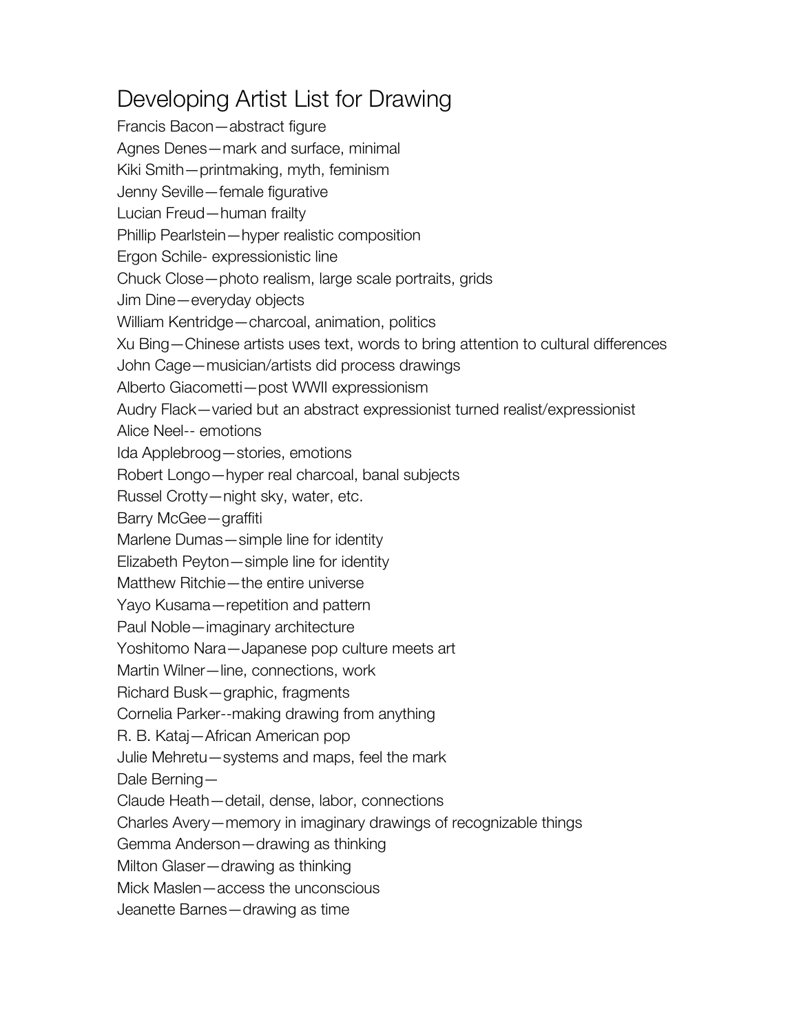# Developing Artist List for Drawing

Francis Bacon—abstract figure
Agnes Denes—mark and surface, minimal
Kiki Smith—printmaking, myth, feminism
Jenny Seville—female figurative
Lucian Freud—human frailty
Phillip Pearlstein—hyper realistic composition
Ergon Schile- expressionistic line
Chuck Close—photo realism, large scale portraits, grids
Jim Dine—everyday objects
William Kentridge—charcoal, animation, politics
Xu Bing—Chinese artists uses text, words to bring attention to cultural differences
John Cage—musician/artists did process drawings
Alberto Giacometti—post WWII expressionism
Audry Flack—varied but an abstract expressionist turned realist/expressionist
Alice Neel-- emotions
Ida Applebroog—stories, emotions
Robert Longo—hyper real charcoal, banal subjects
Russel Crotty—night sky, water, etc.
Barry McGee—graffiti
Marlene Dumas—simple line for identity
Elizabeth Peyton—simple line for identity
Matthew Ritchie—the entire universe
Yayo Kusama—repetition and pattern
Paul Noble—imaginary architecture
Yoshitomo Nara—Japanese pop culture meets art
Martin Wilner—line, connections, work
Richard Busk—graphic, fragments
Cornelia Parker--making drawing from anything
R. B. Kataj—African American pop
Julie Mehretu—systems and maps, feel the mark
Dale Berning—
Claude Heath—detail, dense, labor, connections
Charles Avery—memory in imaginary drawings of recognizable things
Gemma Anderson—drawing as thinking
Milton Glaser—drawing as thinking
Mick Maslen—access the unconscious
Jeanette Barnes—drawing as time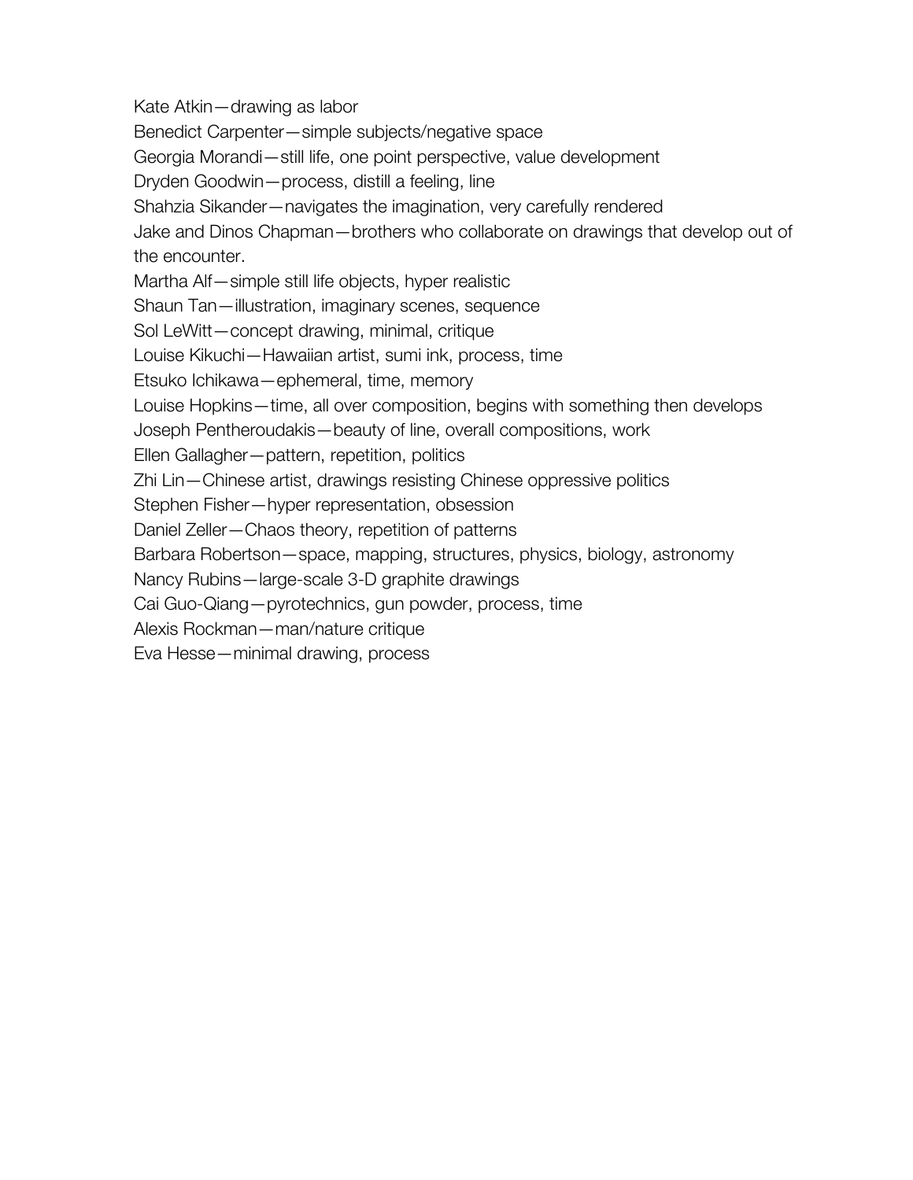Kate Atkin—drawing as labor

Benedict Carpenter—simple subjects/negative space

Georgia Morandi—still life, one point perspective, value development

Dryden Goodwin—process, distill a feeling, line

Shahzia Sikander—navigates the imagination, very carefully rendered

Jake and Dinos Chapman—brothers who collaborate on drawings that develop out of the encounter.

Martha Alf—simple still life objects, hyper realistic

Shaun Tan—illustration, imaginary scenes, sequence

Sol LeWitt—concept drawing, minimal, critique

Louise Kikuchi—Hawaiian artist, sumi ink, process, time

Etsuko Ichikawa—ephemeral, time, memory

Louise Hopkins—time, all over composition, begins with something then develops

Joseph Pentheroudakis—beauty of line, overall compositions, work

Ellen Gallagher—pattern, repetition, politics

Zhi Lin—Chinese artist, drawings resisting Chinese oppressive politics

Stephen Fisher—hyper representation, obsession

Daniel Zeller—Chaos theory, repetition of patterns

Barbara Robertson—space, mapping, structures, physics, biology, astronomy

Nancy Rubins—large-scale 3-D graphite drawings

Cai Guo-Qiang—pyrotechnics, gun powder, process, time

Alexis Rockman—man/nature critique

Eva Hesse—minimal drawing, process